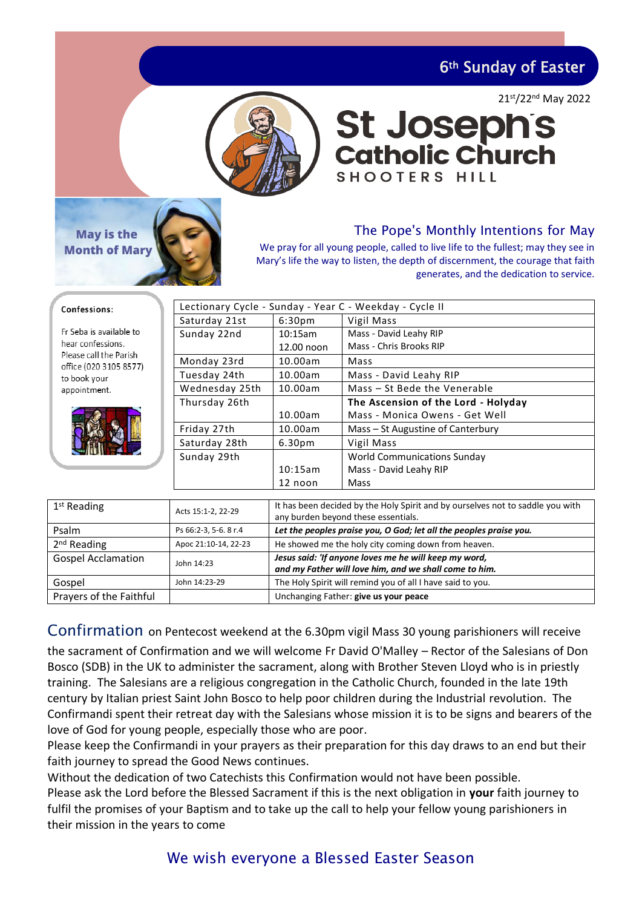# 6th Sunday of Easter

21st/22nd May 2022

# St Joseph's Catholic Church

SHOOTERS HILL

**May is the Month of Mary**

## The Pope's Monthly Intentions for May

We pray for all young people, called to live life to the fullest; may they see in Mary's life the way to listen, the depth of discernment, the courage that faith generates, and the dedication to service.

**Confessions:**

Fr Seba is available to hear confessions. Please call the Parish office (020 3105 8577) to book your appointment.

| Lectionary Cycle - Sunday - Year C - Weekday - Cycle II | | |
|---|---|---|
| Saturday 21st | 6:30pm | Vigil Mass |
| Sunday 22nd | 10:15am | Mass - David Leahy RIP |
| | 12.00 noon | Mass - Chris Brooks RIP |
| Monday 23rd | 10.00am | Mass |
| Tuesday 24th | 10.00am | Mass - David Leahy RIP |
| Wednesday 25th | 10.00am | Mass – St Bede the Venerable |
| Thursday 26th | | **The Ascension of the Lord - Holyday** |
| | 10.00am | Mass - Monica Owens - Get Well |
| Friday 27th | 10.00am | Mass – St Augustine of Canterbury |
| Saturday 28th | 6.30pm | Vigil Mass |
| Sunday 29th | | World Communications Sunday |
| | 10:15am | Mass - David Leahy RIP |
| | 12 noon | Mass |

| | | |
|---|---|---|
| 1st Reading | Acts 15:1-2, 22-29 | It has been decided by the Holy Spirit and by ourselves not to saddle you with any burden beyond these essentials. |
| Psalm | Ps 66:2-3, 5-6. 8 r.4 | ***Let the peoples praise you, O God; let all the peoples praise you.*** |
| 2nd Reading | Apoc 21:10-14, 22-23 | He showed me the holy city coming down from heaven. |
| Gospel Acclamation | John 14:23 | ***Jesus said: 'If anyone loves me he will keep my word, and my Father will love him, and we shall come to him.*** |
| Gospel | John 14:23-29 | The Holy Spirit will remind you of all I have said to you. |
| Prayers of the Faithful | | Unchanging Father: **give us your peace** |

## Confirmation

on Pentecost weekend at the 6.30pm vigil Mass 30 young parishioners will receive the sacrament of Confirmation and we will welcome Fr David O'Malley – Rector of the Salesians of Don Bosco (SDB) in the UK to administer the sacrament, along with Brother Steven Lloyd who is in priestly training. The Salesians are a religious congregation in the Catholic Church, founded in the late 19th century by Italian priest Saint John Bosco to help poor children during the Industrial revolution. The Confirmandi spent their retreat day with the Salesians whose mission it is to be signs and bearers of the love of God for young people, especially those who are poor.

Please keep the Confirmandi in your prayers as their preparation for this day draws to an end but their faith journey to spread the Good News continues.

Without the dedication of two Catechists this Confirmation would not have been possible.

Please ask the Lord before the Blessed Sacrament if this is the next obligation in **your** faith journey to fulfil the promises of your Baptism and to take up the call to help your fellow young parishioners in their mission in the years to come

## We wish everyone a Blessed Easter Season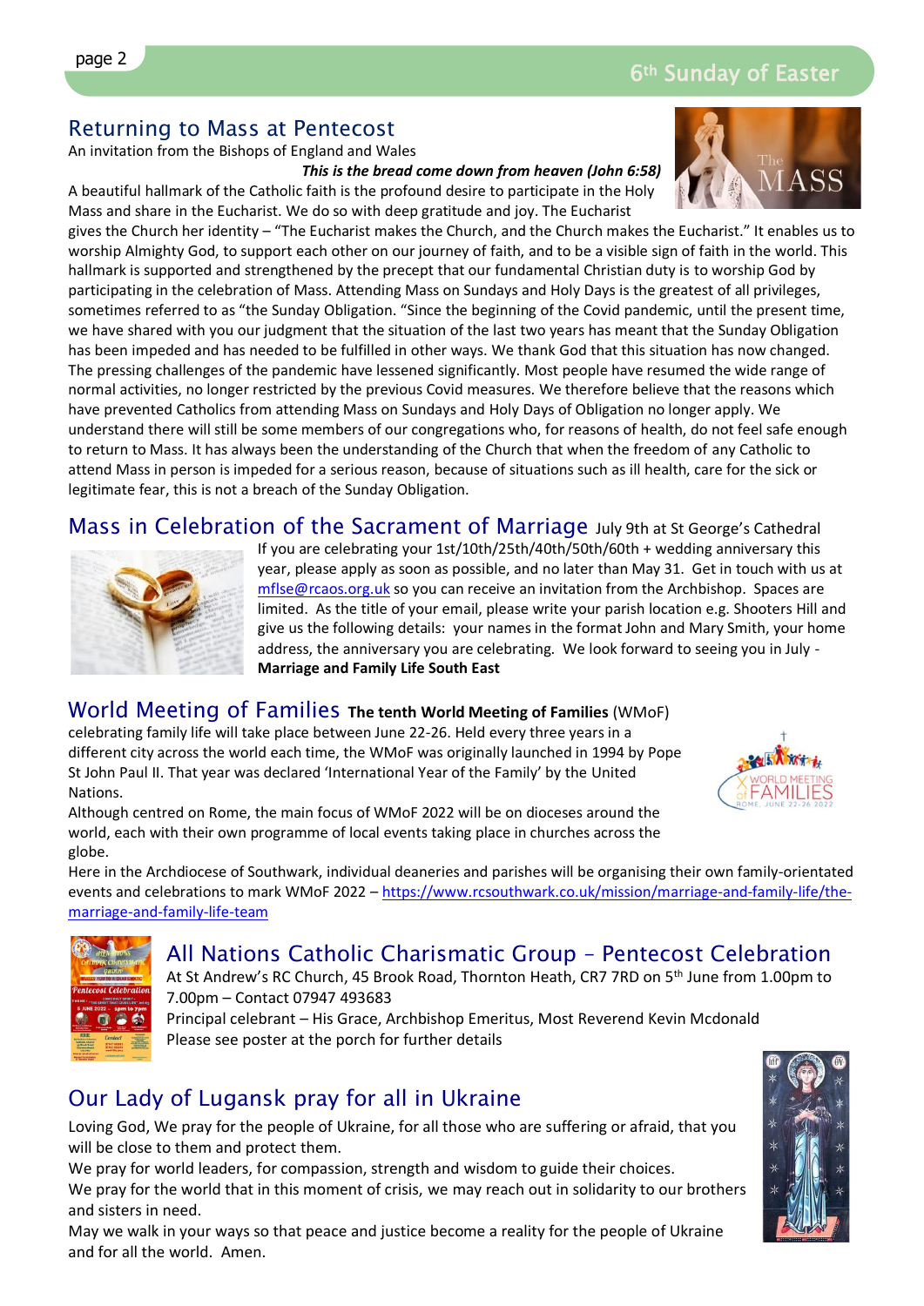## Returning to Mass at Pentecost

An invitation from the Bishops of England and Wales

***This is the bread come down from heaven (John 6:58)***

A beautiful hallmark of the Catholic faith is the profound desire to participate in the Holy Mass and share in the Eucharist. We do so with deep gratitude and joy. The Eucharist gives the Church her identity – "The Eucharist makes the Church, and the Church makes the Eucharist." It enables us to worship Almighty God, to support each other on our journey of faith, and to be a visible sign of faith in the world. This hallmark is supported and strengthened by the precept that our fundamental Christian duty is to worship God by participating in the celebration of Mass. Attending Mass on Sundays and Holy Days is the greatest of all privileges, sometimes referred to as "the Sunday Obligation. "Since the beginning of the Covid pandemic, until the present time, we have shared with you our judgment that the situation of the last two years has meant that the Sunday Obligation has been impeded and has needed to be fulfilled in other ways. We thank God that this situation has now changed. The pressing challenges of the pandemic have lessened significantly. Most people have resumed the wide range of normal activities, no longer restricted by the previous Covid measures. We therefore believe that the reasons which have prevented Catholics from attending Mass on Sundays and Holy Days of Obligation no longer apply. We understand there will still be some members of our congregations who, for reasons of health, do not feel safe enough to return to Mass. It has always been the understanding of the Church that when the freedom of any Catholic to attend Mass in person is impeded for a serious reason, because of situations such as ill health, care for the sick or legitimate fear, this is not a breach of the Sunday Obligation.

## Mass in Celebration of the Sacrament of Marriage July 9th at St George's Cathedral

If you are celebrating your 1st/10th/25th/40th/50th/60th + wedding anniversary this year, please apply as soon as possible, and no later than May 31. Get in touch with us at mflse@rcaos.org.uk so you can receive an invitation from the Archbishop. Spaces are limited. As the title of your email, please write your parish location e.g. Shooters Hill and give us the following details: your names in the format John and Mary Smith, your home address, the anniversary you are celebrating. We look forward to seeing you in July - **Marriage and Family Life South East**

## World Meeting of Families **The tenth World Meeting of Families** (WMoF)

celebrating family life will take place between June 22-26. Held every three years in a different city across the world each time, the WMoF was originally launched in 1994 by Pope St John Paul II. That year was declared 'International Year of the Family' by the United Nations.

Although centred on Rome, the main focus of WMoF 2022 will be on dioceses around the world, each with their own programme of local events taking place in churches across the globe.

Here in the Archdiocese of Southwark, individual deaneries and parishes will be organising their own family-orientated events and celebrations to mark WMoF 2022 – https://www.rcsouthwark.co.uk/mission/marriage-and-family-life/the-marriage-and-family-life-team

## All Nations Catholic Charismatic Group – Pentecost Celebration

At St Andrew's RC Church, 45 Brook Road, Thornton Heath, CR7 7RD on 5th June from 1.00pm to 7.00pm – Contact 07947 493683

Principal celebrant – His Grace, Archbishop Emeritus, Most Reverend Kevin Mcdonald

Please see poster at the porch for further details

## Our Lady of Lugansk pray for all in Ukraine

Loving God, We pray for the people of Ukraine, for all those who are suffering or afraid, that you will be close to them and protect them.

We pray for world leaders, for compassion, strength and wisdom to guide their choices.

We pray for the world that in this moment of crisis, we may reach out in solidarity to our brothers and sisters in need.

May we walk in your ways so that peace and justice become a reality for the people of Ukraine and for all the world. Amen.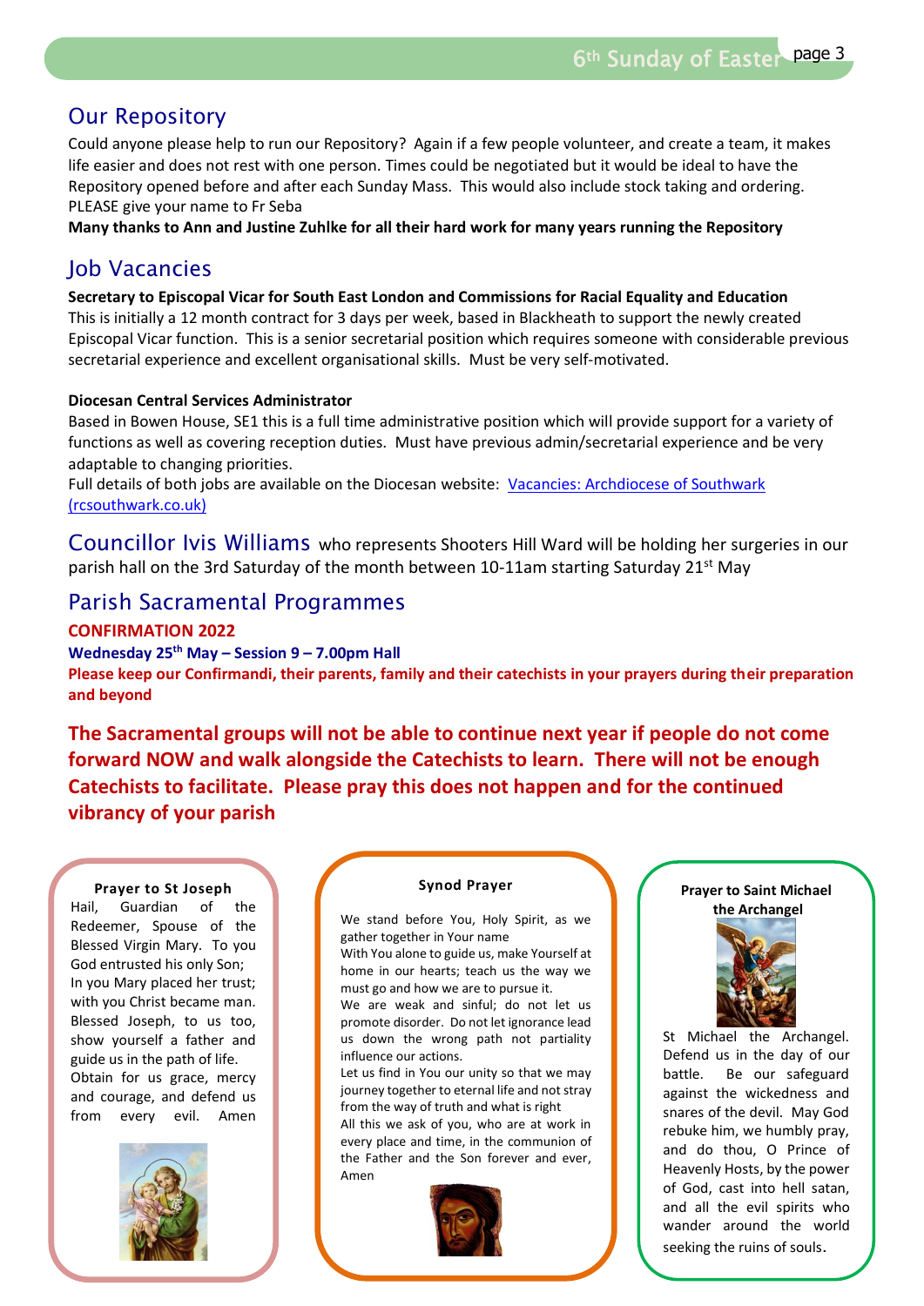## Our Repository

Could anyone please help to run our Repository? Again if a few people volunteer, and create a team, it makes life easier and does not rest with one person. Times could be negotiated but it would be ideal to have the Repository opened before and after each Sunday Mass. This would also include stock taking and ordering. PLEASE give your name to Fr Seba

**Many thanks to Ann and Justine Zuhlke for all their hard work for many years running the Repository**

## Job Vacancies

**Secretary to Episcopal Vicar for South East London and Commissions for Racial Equality and Education**

This is initially a 12 month contract for 3 days per week, based in Blackheath to support the newly created Episcopal Vicar function. This is a senior secretarial position which requires someone with considerable previous secretarial experience and excellent organisational skills. Must be very self-motivated.

**Diocesan Central Services Administrator**

Based in Bowen House, SE1 this is a full time administrative position which will provide support for a variety of functions as well as covering reception duties. Must have previous admin/secretarial experience and be very adaptable to changing priorities.

Full details of both jobs are available on the Diocesan website: Vacancies: Archdiocese of Southwark (rcsouthwark.co.uk)

## Councillor Ivis Williams

who represents Shooters Hill Ward will be holding her surgeries in our parish hall on the 3rd Saturday of the month between 10-11am starting Saturday 21st May

## Parish Sacramental Programmes

**CONFIRMATION 2022**

**Wednesday 25th May – Session 9 – 7.00pm Hall**

**Please keep our Confirmandi, their parents, family and their catechists in your prayers during their preparation and beyond**

**The Sacramental groups will not be able to continue next year if people do not come forward NOW and walk alongside the Catechists to learn. There will not be enough Catechists to facilitate. Please pray this does not happen and for the continued vibrancy of your parish**

**Prayer to St Joseph**

Hail, Guardian of the Redeemer, Spouse of the Blessed Virgin Mary. To you God entrusted his only Son; In you Mary placed her trust; with you Christ became man. Blessed Joseph, to us too, show yourself a father and guide us in the path of life. Obtain for us grace, mercy and courage, and defend us from every evil. Amen

**Synod Prayer**

We stand before You, Holy Spirit, as we gather together in Your name
With You alone to guide us, make Yourself at home in our hearts; teach us the way we must go and how we are to pursue it.
We are weak and sinful; do not let us promote disorder. Do not let ignorance lead us down the wrong path not partiality influence our actions.
Let us find in You our unity so that we may journey together to eternal life and not stray from the way of truth and what is right
All this we ask of you, who are at work in every place and time, in the communion of the Father and the Son forever and ever, Amen

**Prayer to Saint Michael the Archangel**

St Michael the Archangel. Defend us in the day of our battle. Be our safeguard against the wickedness and snares of the devil. May God rebuke him, we humbly pray, and do thou, O Prince of Heavenly Hosts, by the power of God, cast into hell satan, and all the evil spirits who wander around the world seeking the ruins of souls.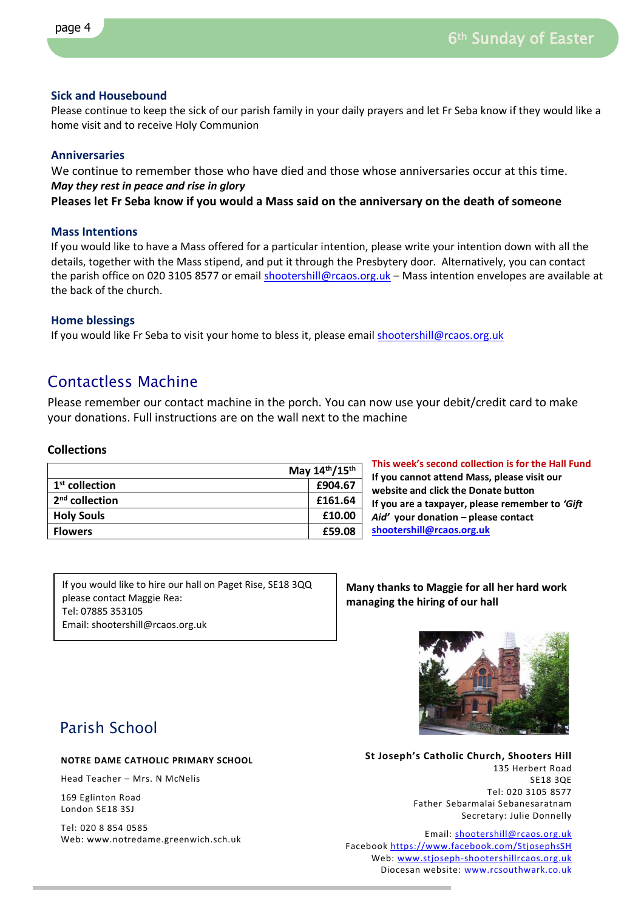### Sick and Housebound

Please continue to keep the sick of our parish family in your daily prayers and let Fr Seba know if they would like a home visit and to receive Holy Communion

### Anniversaries

We continue to remember those who have died and those whose anniversaries occur at this time.
***May they rest in peace and rise in glory***
**Pleases let Fr Seba know if you would a Mass said on the anniversary on the death of someone**

### Mass Intentions

If you would like to have a Mass offered for a particular intention, please write your intention down with all the details, together with the Mass stipend, and put it through the Presbytery door. Alternatively, you can contact the parish office on 020 3105 8577 or email shootershill@rcaos.org.uk – Mass intention envelopes are available at the back of the church.

### Home blessings

If you would like Fr Seba to visit your home to bless it, please email shootershill@rcaos.org.uk

## Contactless Machine

Please remember our contact machine in the porch. You can now use your debit/credit card to make your donations. Full instructions are on the wall next to the machine

**Collections**

| | May 14th/15th |
|---|---|
| 1st collection | £904.67 |
| 2nd collection | £161.64 |
| Holy Souls | £10.00 |
| Flowers | £59.08 |

**This week's second collection is for the Hall Fund**
**If you cannot attend Mass, please visit our website and click the Donate button**
**If you are a taxpayer, please remember to *'Gift Aid'* your donation – please contact shootershill@rcaos.org.uk**

If you would like to hire our hall on Paget Rise, SE18 3QQ please contact Maggie Rea:
Tel: 07885 353105
Email: shootershill@rcaos.org.uk

**Many thanks to Maggie for all her hard work managing the hiring of our hall**

## Parish School

**NOTRE DAME CATHOLIC PRIMARY SCHOOL**

Head Teacher – Mrs. N McNelis

169 Eglinton Road
London SE18 3SJ

Tel: 020 8 854 0585
Web: www.notredame.greenwich.sch.uk

**St Joseph's Catholic Church, Shooters Hill**
135 Herbert Road
SE18 3QE
Tel: 020 3105 8577
Father Sebarmalai Sebanesaratnam
Secretary: Julie Donnelly

Email: shootershill@rcaos.org.uk
Facebook https://www.facebook.com/StjosephsSH
Web: www.stjoseph-shootershillrcaos.org.uk
Diocesan website: www.rcsouthwark.co.uk